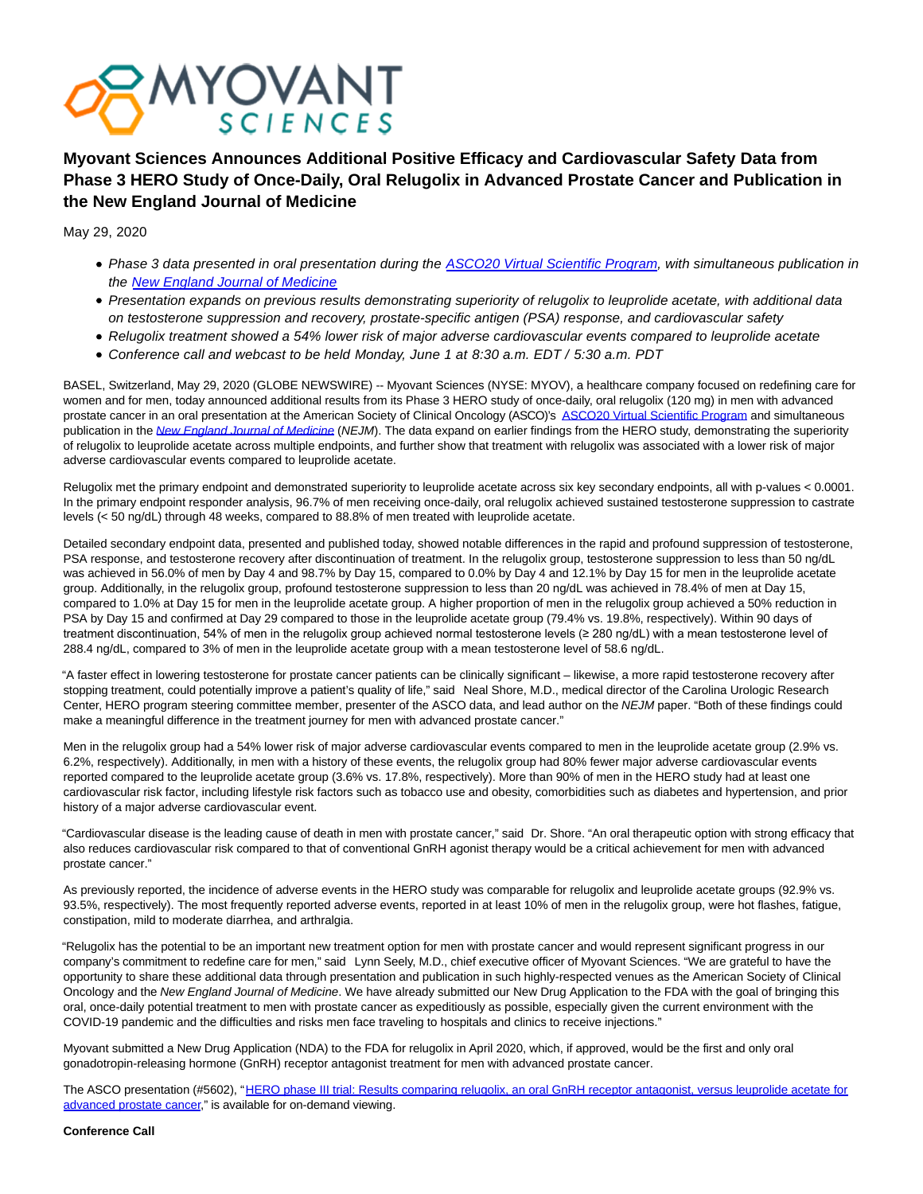# Myovant Sciences Announces Additional Positive Efficacy and Cardiovascular Safety Data from Phase 3 HERO Study of Once-Daily, Oral Relugolix in Advanced Prostate Cancer and Publication in the New England Journal of Medicine

May 29, 2020

- *Phase 3 data presented in oral presentation during the ASCO20 Virtual Scientific Program, with simultaneous publication in the New England Journal of Medicine*
- *Presentation expands on previous results demonstrating superiority of relugolix to leuprolide acetate, with additional data on testosterone suppression and recovery, prostate-specific antigen (PSA) response, and cardiovascular safety*
- *Relugolix treatment showed a 54% lower risk of major adverse cardiovascular events compared to leuprolide acetate*
- *Conference call and webcast to be held Monday, June 1 at 8:30 a.m. EDT / 5:30 a.m. PDT*

BASEL, Switzerland, May 29, 2020 (GLOBE NEWSWIRE) -- Myovant Sciences (NYSE: MYOV), a healthcare company focused on redefining care for women and for men, today announced additional results from its Phase 3 HERO study of once-daily, oral relugolix (120 mg) in men with advanced prostate cancer in an oral presentation at the American Society of Clinical Oncology (ASCO)'s ASCO20 Virtual Scientific Program and simultaneous publication in the *New England Journal of Medicine* (*NEJM*). The data expand on earlier findings from the HERO study, demonstrating the superiority of relugolix to leuprolide acetate across multiple endpoints, and further show that treatment with relugolix was associated with a lower risk of major adverse cardiovascular events compared to leuprolide acetate.

Relugolix met the primary endpoint and demonstrated superiority to leuprolide acetate across six key secondary endpoints, all with p-values < 0.0001. In the primary endpoint responder analysis, 96.7% of men receiving once-daily, oral relugolix achieved sustained testosterone suppression to castrate levels (< 50 ng/dL) through 48 weeks, compared to 88.8% of men treated with leuprolide acetate.

Detailed secondary endpoint data, presented and published today, showed notable differences in the rapid and profound suppression of testosterone, PSA response, and testosterone recovery after discontinuation of treatment. In the relugolix group, testosterone suppression to less than 50 ng/dL was achieved in 56.0% of men by Day 4 and 98.7% by Day 15, compared to 0.0% by Day 4 and 12.1% by Day 15 for men in the leuprolide acetate group. Additionally, in the relugolix group, profound testosterone suppression to less than 20 ng/dL was achieved in 78.4% of men at Day 15, compared to 1.0% at Day 15 for men in the leuprolide acetate group. A higher proportion of men in the relugolix group achieved a 50% reduction in PSA by Day 15 and confirmed at Day 29 compared to those in the leuprolide acetate group (79.4% vs. 19.8%, respectively). Within 90 days of treatment discontinuation, 54% of men in the relugolix group achieved normal testosterone levels (≥ 280 ng/dL) with a mean testosterone level of 288.4 ng/dL, compared to 3% of men in the leuprolide acetate group with a mean testosterone level of 58.6 ng/dL.

"A faster effect in lowering testosterone for prostate cancer patients can be clinically significant – likewise, a more rapid testosterone recovery after stopping treatment, could potentially improve a patient's quality of life," said Neal Shore, M.D., medical director of the Carolina Urologic Research Center, HERO program steering committee member, presenter of the ASCO data, and lead author on the *NEJM* paper. "Both of these findings could make a meaningful difference in the treatment journey for men with advanced prostate cancer."

Men in the relugolix group had a 54% lower risk of major adverse cardiovascular events compared to men in the leuprolide acetate group (2.9% vs. 6.2%, respectively). Additionally, in men with a history of these events, the relugolix group had 80% fewer major adverse cardiovascular events reported compared to the leuprolide acetate group (3.6% vs. 17.8%, respectively). More than 90% of men in the HERO study had at least one cardiovascular risk factor, including lifestyle risk factors such as tobacco use and obesity, comorbidities such as diabetes and hypertension, and prior history of a major adverse cardiovascular event.

"Cardiovascular disease is the leading cause of death in men with prostate cancer," said Dr. Shore. "An oral therapeutic option with strong efficacy that also reduces cardiovascular risk compared to that of conventional GnRH agonist therapy would be a critical achievement for men with advanced prostate cancer."

As previously reported, the incidence of adverse events in the HERO study was comparable for relugolix and leuprolide acetate groups (92.9% vs. 93.5%, respectively). The most frequently reported adverse events, reported in at least 10% of men in the relugolix group, were hot flashes, fatigue, constipation, mild to moderate diarrhea, and arthralgia.

"Relugolix has the potential to be an important new treatment option for men with prostate cancer and would represent significant progress in our company's commitment to redefine care for men," said Lynn Seely, M.D., chief executive officer of Myovant Sciences. "We are grateful to have the opportunity to share these additional data through presentation and publication in such highly-respected venues as the American Society of Clinical Oncology and the *New England Journal of Medicine*. We have already submitted our New Drug Application to the FDA with the goal of bringing this oral, once-daily potential treatment to men with prostate cancer as expeditiously as possible, especially given the current environment with the COVID-19 pandemic and the difficulties and risks men face traveling to hospitals and clinics to receive injections."

Myovant submitted a New Drug Application (NDA) to the FDA for relugolix in April 2020, which, if approved, would be the first and only oral gonadotropin-releasing hormone (GnRH) receptor antagonist treatment for men with advanced prostate cancer.

The ASCO presentation (#5602), "HERO phase III trial: Results comparing relugolix, an oral GnRH receptor antagonist, versus leuprolide acetate for advanced prostate cancer," is available for on-demand viewing.

**Conference Call**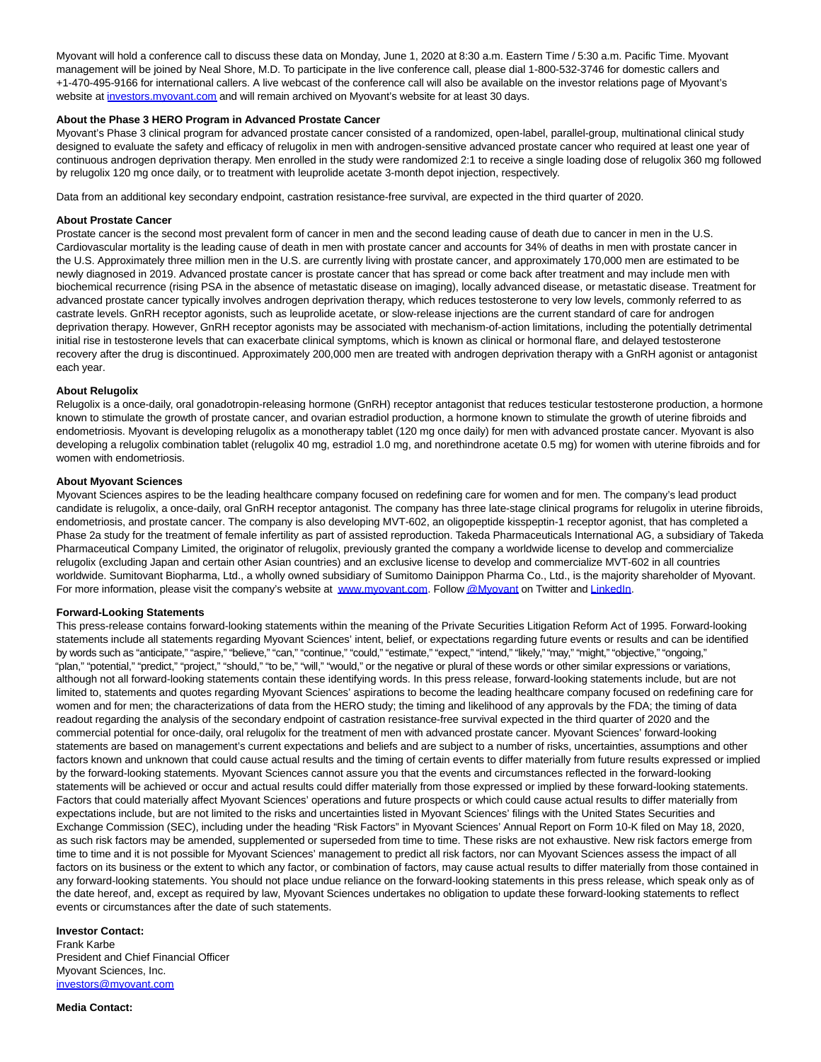Myovant will hold a conference call to discuss these data on Monday, June 1, 2020 at 8:30 a.m. Eastern Time / 5:30 a.m. Pacific Time. Myovant management will be joined by Neal Shore, M.D. To participate in the live conference call, please dial 1-800-532-3746 for domestic callers and +1-470-495-9166 for international callers. A live webcast of the conference call will also be available on the investor relations page of Myovant's website at [investors.myovant.com](investors.myovant.com) and will remain archived on Myovant's website for at least 30 days.

**About the Phase 3 HERO Program in Advanced Prostate Cancer**

Myovant's Phase 3 clinical program for advanced prostate cancer consisted of a randomized, open-label, parallel-group, multinational clinical study designed to evaluate the safety and efficacy of relugolix in men with androgen-sensitive advanced prostate cancer who required at least one year of continuous androgen deprivation therapy. Men enrolled in the study were randomized 2:1 to receive a single loading dose of relugolix 360 mg followed by relugolix 120 mg once daily, or to treatment with leuprolide acetate 3-month depot injection, respectively.

Data from an additional key secondary endpoint, castration resistance-free survival, are expected in the third quarter of 2020.

**About Prostate Cancer**

Prostate cancer is the second most prevalent form of cancer in men and the second leading cause of death due to cancer in men in the U.S. Cardiovascular mortality is the leading cause of death in men with prostate cancer and accounts for 34% of deaths in men with prostate cancer in the U.S. Approximately three million men in the U.S. are currently living with prostate cancer, and approximately 170,000 men are estimated to be newly diagnosed in 2019. Advanced prostate cancer is prostate cancer that has spread or come back after treatment and may include men with biochemical recurrence (rising PSA in the absence of metastatic disease on imaging), locally advanced disease, or metastatic disease. Treatment for advanced prostate cancer typically involves androgen deprivation therapy, which reduces testosterone to very low levels, commonly referred to as castrate levels. GnRH receptor agonists, such as leuprolide acetate, or slow-release injections are the current standard of care for androgen deprivation therapy. However, GnRH receptor agonists may be associated with mechanism-of-action limitations, including the potentially detrimental initial rise in testosterone levels that can exacerbate clinical symptoms, which is known as clinical or hormonal flare, and delayed testosterone recovery after the drug is discontinued. Approximately 200,000 men are treated with androgen deprivation therapy with a GnRH agonist or antagonist each year.

**About Relugolix**

Relugolix is a once-daily, oral gonadotropin-releasing hormone (GnRH) receptor antagonist that reduces testicular testosterone production, a hormone known to stimulate the growth of prostate cancer, and ovarian estradiol production, a hormone known to stimulate the growth of uterine fibroids and endometriosis. Myovant is developing relugolix as a monotherapy tablet (120 mg once daily) for men with advanced prostate cancer. Myovant is also developing a relugolix combination tablet (relugolix 40 mg, estradiol 1.0 mg, and norethindrone acetate 0.5 mg) for women with uterine fibroids and for women with endometriosis.

**About Myovant Sciences**

Myovant Sciences aspires to be the leading healthcare company focused on redefining care for women and for men. The company's lead product candidate is relugolix, a once-daily, oral GnRH receptor antagonist. The company has three late-stage clinical programs for relugolix in uterine fibroids, endometriosis, and prostate cancer. The company is also developing MVT-602, an oligopeptide kisspeptin-1 receptor agonist, that has completed a Phase 2a study for the treatment of female infertility as part of assisted reproduction. Takeda Pharmaceuticals International AG, a subsidiary of Takeda Pharmaceutical Company Limited, the originator of relugolix, previously granted the company a worldwide license to develop and commercialize relugolix (excluding Japan and certain other Asian countries) and an exclusive license to develop and commercialize MVT-602 in all countries worldwide. Sumitovant Biopharma, Ltd., a wholly owned subsidiary of Sumitomo Dainippon Pharma Co., Ltd., is the majority shareholder of Myovant. For more information, please visit the company's website at [www.myovant.com](www.myovant.com). Follow [@Myovant](@Myovant) on Twitter and [LinkedIn](LinkedIn).

**Forward-Looking Statements**

This press-release contains forward-looking statements within the meaning of the Private Securities Litigation Reform Act of 1995. Forward-looking statements include all statements regarding Myovant Sciences' intent, belief, or expectations regarding future events or results and can be identified by words such as "anticipate," "aspire," "believe," "can," "continue," "could," "estimate," "expect," "intend," "likely," "may," "might," "objective," "ongoing," "plan," "potential," "predict," "project," "should," "to be," "will," "would," or the negative or plural of these words or other similar expressions or variations, although not all forward-looking statements contain these identifying words. In this press release, forward-looking statements include, but are not limited to, statements and quotes regarding Myovant Sciences' aspirations to become the leading healthcare company focused on redefining care for women and for men; the characterizations of data from the HERO study; the timing and likelihood of any approvals by the FDA; the timing of data readout regarding the analysis of the secondary endpoint of castration resistance-free survival expected in the third quarter of 2020 and the commercial potential for once-daily, oral relugolix for the treatment of men with advanced prostate cancer. Myovant Sciences' forward-looking statements are based on management's current expectations and beliefs and are subject to a number of risks, uncertainties, assumptions and other factors known and unknown that could cause actual results and the timing of certain events to differ materially from future results expressed or implied by the forward-looking statements. Myovant Sciences cannot assure you that the events and circumstances reflected in the forward-looking statements will be achieved or occur and actual results could differ materially from those expressed or implied by these forward-looking statements. Factors that could materially affect Myovant Sciences' operations and future prospects or which could cause actual results to differ materially from expectations include, but are not limited to the risks and uncertainties listed in Myovant Sciences' filings with the United States Securities and Exchange Commission (SEC), including under the heading "Risk Factors" in Myovant Sciences' Annual Report on Form 10-K filed on May 18, 2020, as such risk factors may be amended, supplemented or superseded from time to time. These risks are not exhaustive. New risk factors emerge from time to time and it is not possible for Myovant Sciences' management to predict all risk factors, nor can Myovant Sciences assess the impact of all factors on its business or the extent to which any factor, or combination of factors, may cause actual results to differ materially from those contained in any forward-looking statements. You should not place undue reliance on the forward-looking statements in this press release, which speak only as of the date hereof, and, except as required by law, Myovant Sciences undertakes no obligation to update these forward-looking statements to reflect events or circumstances after the date of such statements.

**Investor Contact:**

Frank Karbe
President and Chief Financial Officer
Myovant Sciences, Inc.
[investors@myovant.com](investors@myovant.com)

**Media Contact:**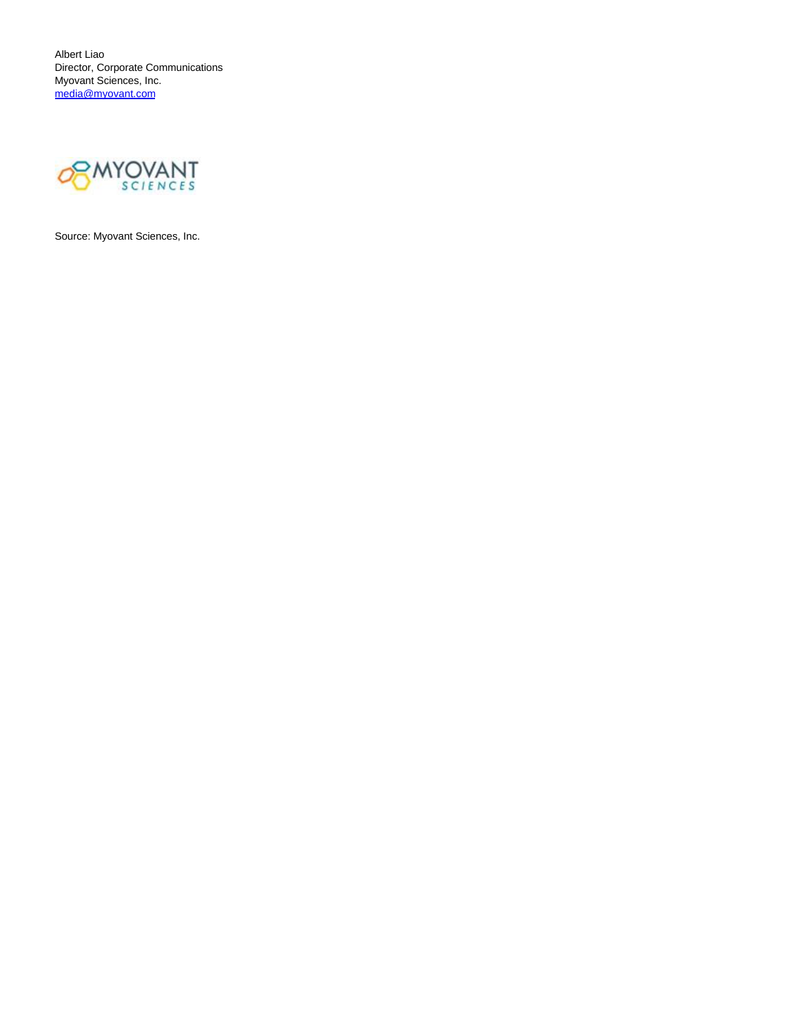Albert Liao
Director, Corporate Communications
Myovant Sciences, Inc.
media@myovant.com

Source: Myovant Sciences, Inc.